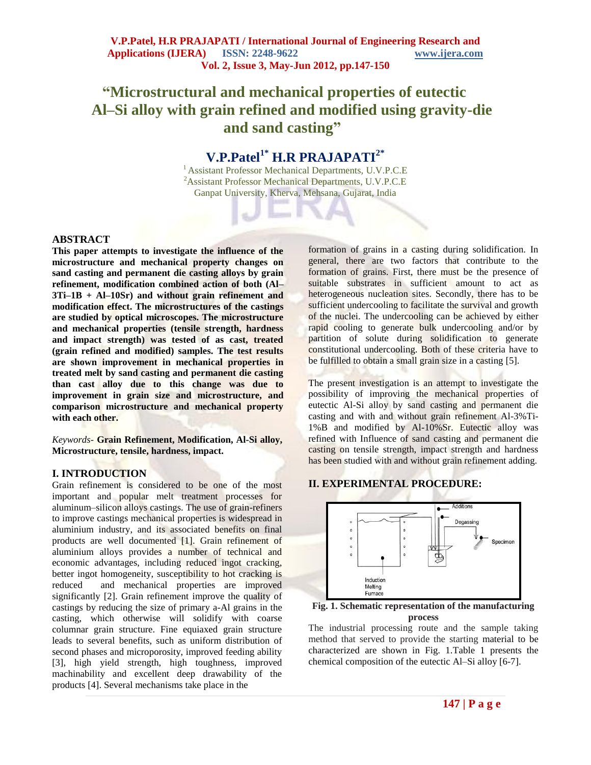# "Microstructural and mechanical properties of eutectic Al–Si alloy with grain refined and modified using gravity-die and sand casting"

## V.P.Patel[1*] H.R PRAJAPATI[2*]

[1] Assistant Professor Mechanical Departments, U.V.P.C.E
[2] Assistant Professor Mechanical Departments, U.V.P.C.E
Ganpat University, Kherva, Mehsana, Gujarat, India

## ABSTRACT

**This paper attempts to investigate the influence of the microstructure and mechanical property changes on sand casting and permanent die casting alloys by grain refinement, modification combined action of both (Al–3Ti–1B + Al–10Sr) and without grain refinement and modification effect. The microstructures of the castings are studied by optical microscopes. The microstructure and mechanical properties (tensile strength, hardness and impact strength) was tested of as cast, treated (grain refined and modified) samples. The test results are shown improvement in mechanical properties in treated melt by sand casting and permanent die casting than cast alloy due to this change was due to improvement in grain size and microstructure, and comparison microstructure and mechanical property with each other.**

*Keywords-* **Grain Refinement, Modification, Al-Si alloy, Microstructure, tensile, hardness, impact.**

## I. INTRODUCTION

Grain refinement is considered to be one of the most important and popular melt treatment processes for aluminum–silicon alloys castings. The use of grain-refiners to improve castings mechanical properties is widespread in aluminium industry, and its associated benefits on final products are well documented [1]. Grain refinement of aluminium alloys provides a number of technical and economic advantages, including reduced ingot cracking, better ingot homogeneity, susceptibility to hot cracking is reduced and mechanical properties are improved significantly [2]. Grain refinement improve the quality of castings by reducing the size of primary a-Al grains in the casting, which otherwise will solidify with coarse columnar grain structure. Fine equiaxed grain structure leads to several benefits, such as uniform distribution of second phases and microporosity, improved feeding ability [3], high yield strength, high toughness, improved machinability and excellent deep drawability of the products [4]. Several mechanisms take place in the formation of grains in a casting during solidification. In general, there are two factors that contribute to the formation of grains. First, there must be the presence of suitable substrates in sufficient amount to act as heterogeneous nucleation sites. Secondly, there has to be sufficient undercooling to facilitate the survival and growth of the nuclei. The undercooling can be achieved by either rapid cooling to generate bulk undercooling and/or by partition of solute during solidification to generate constitutional undercooling. Both of these criteria have to be fulfilled to obtain a small grain size in a casting [5].

The present investigation is an attempt to investigate the possibility of improving the mechanical properties of eutectic Al-Si alloy by sand casting and permanent die casting and with and without grain refinement Al-3%Ti-1%B and modified by Al-10%Sr. Eutectic alloy was refined with Influence of sand casting and permanent die casting on tensile strength, impact strength and hardness has been studied with and without grain refinement adding.

## II. EXPERIMENTAL PROCEDURE:

Additions

Degassing

Specimen

Induction Melting Furnace

**Fig. 1. Schematic representation of the manufacturing process**

The industrial processing route and the sample taking method that served to provide the starting material to be characterized are shown in Fig. 1.Table 1 presents the chemical composition of the eutectic Al–Si alloy [6-7].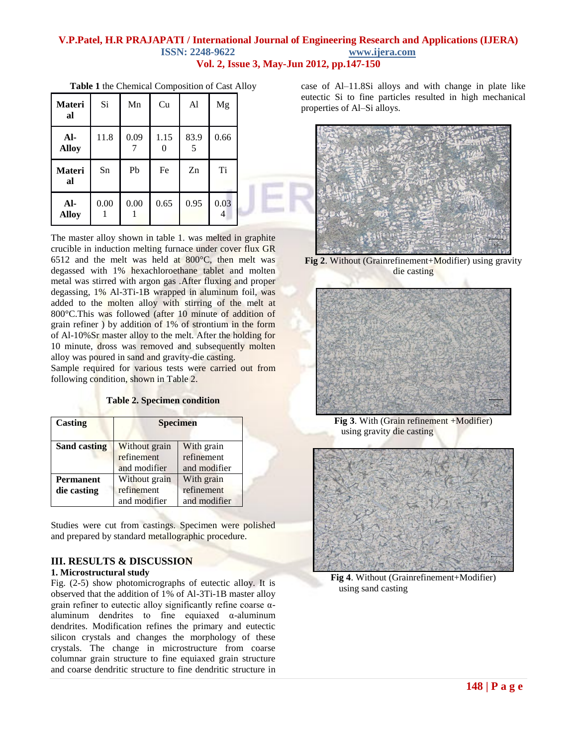**Table 1** the Chemical Composition of Cast Alloy

| Material | Si | Mn | Cu | Al | Mg |
|---|---|---|---|---|---|
| **Al-Alloy** | 11.8 | 0.097 | 1.150 | 83.95 | 0.66 |
| **Material** | Sn | Pb | Fe | Zn | Ti |
| **Al-Alloy** | 0.001 | 0.001 | 0.65 | 0.95 | 0.034 |

The master alloy shown in table 1. was melted in graphite crucible in induction melting furnace under cover flux GR 6512 and the melt was held at 800°C, then melt was degassed with 1% hexachloroethane tablet and molten metal was stirred with argon gas .After fluxing and proper degassing, 1% Al-3Ti-1B wrapped in aluminum foil, was added to the molten alloy with stirring of the melt at 800°C.This was followed (after 10 minute of addition of grain refiner ) by addition of 1% of strontium in the form of Al-10%Sr master alloy to the melt. After the holding for 10 minute, dross was removed and subsequently molten alloy was poured in sand and gravity-die casting.

Sample required for various tests were carried out from following condition, shown in Table 2.

**Table 2. Specimen condition**

| Casting | Specimen | |
|---|---|---|
| **Sand casting** | Without grain refinement and modifier | With grain refinement and modifier |
| **Permanent die casting** | Without grain refinement and modifier | With grain refinement and modifier |

Studies were cut from castings. Specimen were polished and prepared by standard metallographic procedure.

## III. RESULTS & DISCUSSION

### 1. Microstructural study

Fig. (2-5) show photomicrographs of eutectic alloy. It is observed that the addition of 1% of Al-3Ti-1B master alloy grain refiner to eutectic alloy significantly refine coarse α-aluminum dendrites to fine equiaxed α-aluminum dendrites. Modification refines the primary and eutectic silicon crystals and changes the morphology of these crystals. The change in microstructure from coarse columnar grain structure to fine equiaxed grain structure and coarse dendritic structure to fine dendritic structure in case of Al–11.8Si alloys and with change in plate like eutectic Si to fine particles resulted in high mechanical properties of Al–Si alloys.

**Fig 2**. Without (Grainrefinement+Modifier) using gravity die casting

**Fig 3**. With (Grain refinement +Modifier) using gravity die casting

**Fig 4**. Without (Grainrefinement+Modifier) using sand casting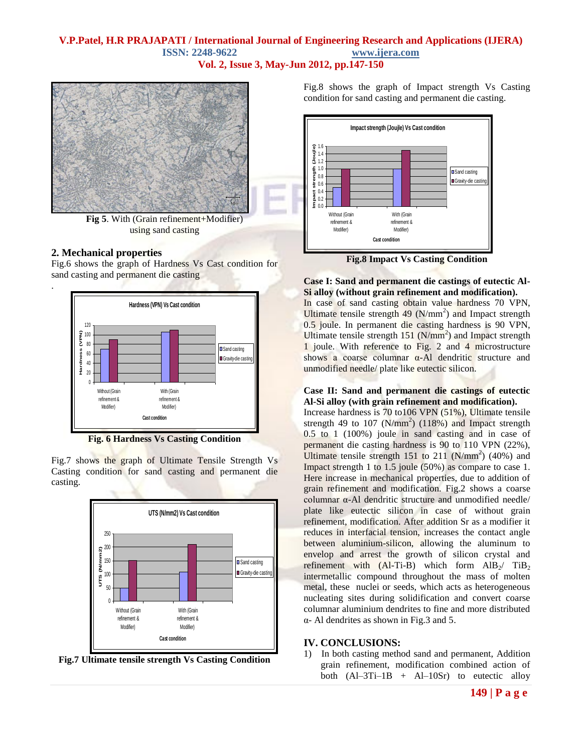Fig 5. With (Grain refinement+Modifier) using sand casting

## 2. Mechanical properties

Fig.6 shows the graph of Hardness Vs Cast condition for sand casting and permanent die casting

.

Fig. 6 Hardness Vs Casting Condition

Fig.7 shows the graph of Ultimate Tensile Strength Vs Casting condition for sand casting and permanent die casting.

Fig.7 Ultimate tensile strength Vs Casting Condition

Fig.8 shows the graph of Impact strength Vs Casting condition for sand casting and permanent die casting.

Fig.8 Impact Vs Casting Condition

**Case I: Sand and permanent die castings of eutectic Al-Si alloy (without grain refinement and modification).**

In case of sand casting obtain value hardness 70 VPN, Ultimate tensile strength 49 ($N/mm^2$) and Impact strength 0.5 joule. In permanent die casting hardness is 90 VPN, Ultimate tensile strength 151 ($N/mm^2$) and Impact strength 1 joule. With reference to Fig. 2 and 4 microstructure shows a coarse columnar α-Al dendritic structure and unmodified needle/ plate like eutectic silicon.

**Case II: Sand and permanent die castings of eutectic Al-Si alloy (with grain refinement and modification).**

Increase hardness is 70 to106 VPN (51%), Ultimate tensile strength 49 to 107 ($N/mm^2$) (118%) and Impact strength 0.5 to 1 (100%) joule in sand casting and in case of permanent die casting hardness is 90 to 110 VPN (22%), Ultimate tensile strength 151 to 211 ($N/mm^2$) (40%) and Impact strength 1 to 1.5 joule (50%) as compare to case 1. Here increase in mechanical properties, due to addition of grain refinement and modification. Fig.2 shows a coarse columnar α-Al dendritic structure and unmodified needle/ plate like eutectic silicon in case of without grain refinement, modification. After addition Sr as a modifier it reduces in interfacial tension, increases the contact angle between aluminium-silicon, allowing the aluminum to envelop and arrest the growth of silicon crystal and refinement with (Al-Ti-B) which form $AlB_2$/ $TiB_2$ intermetallic compound throughout the mass of molten metal, these nuclei or seeds, which acts as heterogeneous nucleating sites during solidification and convert coarse columnar aluminium dendrites to fine and more distributed α- Al dendrites as shown in Fig.3 and 5.

## IV. CONCLUSIONS:

1) In both casting method sand and permanent, Addition grain refinement, modification combined action of both (Al–3Ti–1B + Al–10Sr) to eutectic alloy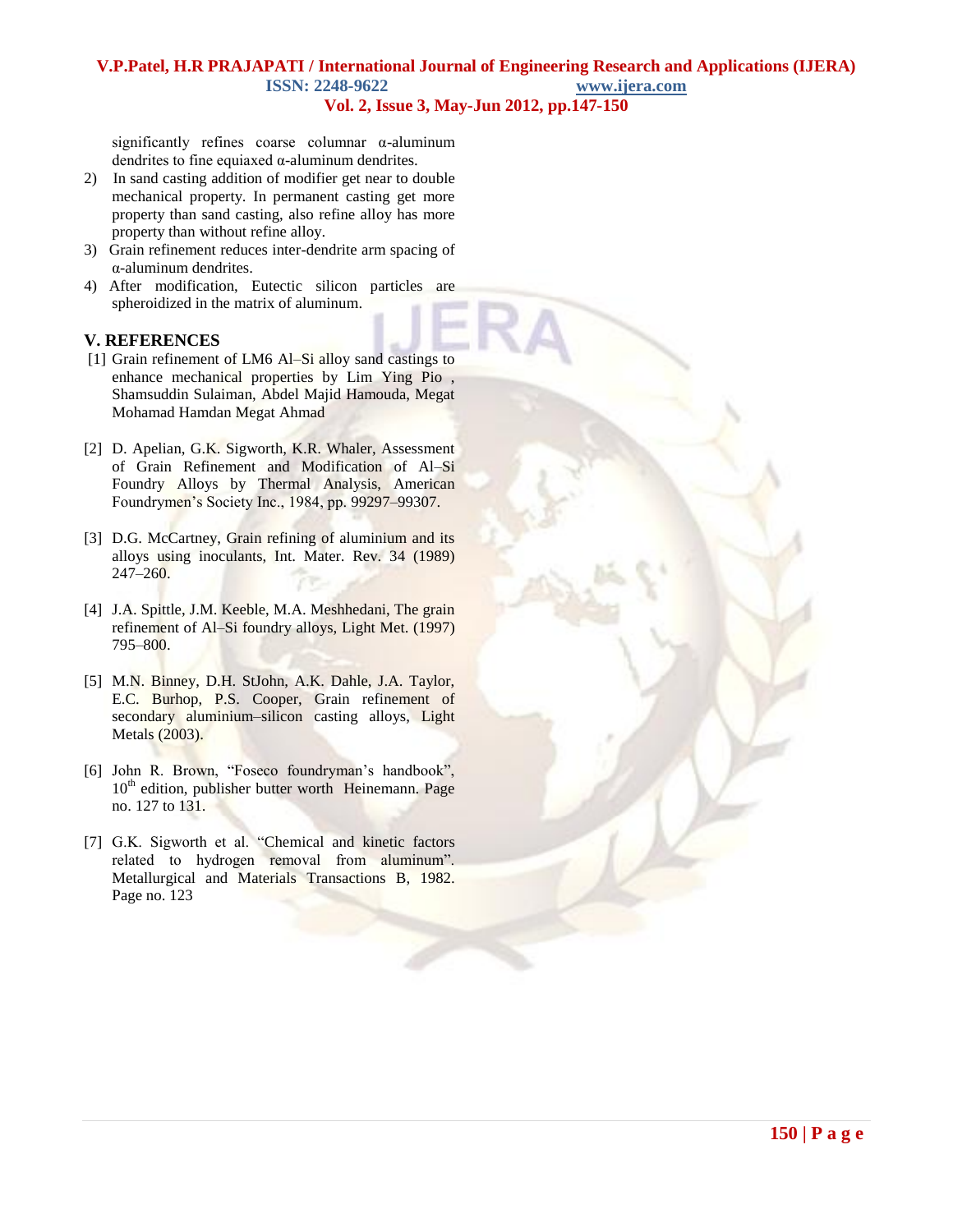significantly refines coarse columnar α-aluminum dendrites to fine equiaxed α-aluminum dendrites.

2) In sand casting addition of modifier get near to double mechanical property. In permanent casting get more property than sand casting, also refine alloy has more property than without refine alloy.
3) Grain refinement reduces inter-dendrite arm spacing of α-aluminum dendrites.
4) After modification, Eutectic silicon particles are spheroidized in the matrix of aluminum.

## V. REFERENCES

[1] Grain refinement of LM6 Al–Si alloy sand castings to enhance mechanical properties by Lim Ying Pio , Shamsuddin Sulaiman, Abdel Majid Hamouda, Megat Mohamad Hamdan Megat Ahmad

[2] D. Apelian, G.K. Sigworth, K.R. Whaler, Assessment of Grain Refinement and Modification of Al–Si Foundry Alloys by Thermal Analysis, American Foundrymen's Society Inc., 1984, pp. 99297–99307.

[3] D.G. McCartney, Grain refining of aluminium and its alloys using inoculants, Int. Mater. Rev. 34 (1989) 247–260.

[4] J.A. Spittle, J.M. Keeble, M.A. Meshhedani, The grain refinement of Al–Si foundry alloys, Light Met. (1997) 795–800.

[5] M.N. Binney, D.H. StJohn, A.K. Dahle, J.A. Taylor, E.C. Burhop, P.S. Cooper, Grain refinement of secondary aluminium–silicon casting alloys, Light Metals (2003).

[6] John R. Brown, "Foseco foundryman's handbook", 10th edition, publisher butter worth Heinemann. Page no. 127 to 131.

[7] G.K. Sigworth et al. "Chemical and kinetic factors related to hydrogen removal from aluminum". Metallurgical and Materials Transactions B, 1982. Page no. 123